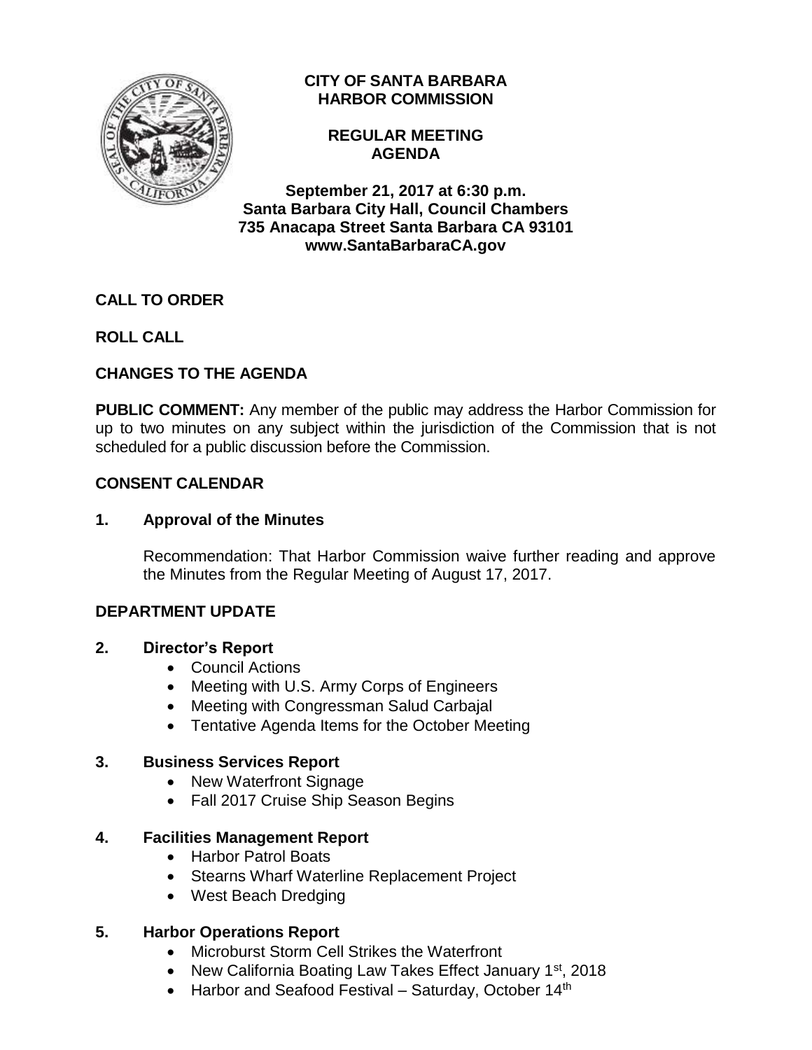**CITY OF SANTA BARBARA**
**HARBOR COMMISSION**

**REGULAR MEETING**
**AGENDA**

**September 21, 2017 at 6:30 p.m.**
**Santa Barbara City Hall, Council Chambers**
**735 Anacapa Street Santa Barbara CA 93101**
**www.SantaBarbaraCA.gov**

**CALL TO ORDER**

**ROLL CALL**

**CHANGES TO THE AGENDA**

**PUBLIC COMMENT:** Any member of the public may address the Harbor Commission for up to two minutes on any subject within the jurisdiction of the Commission that is not scheduled for a public discussion before the Commission.

**CONSENT CALENDAR**

**1. Approval of the Minutes**

Recommendation: That Harbor Commission waive further reading and approve the Minutes from the Regular Meeting of August 17, 2017.

**DEPARTMENT UPDATE**

**2. Director's Report**

- Council Actions
- Meeting with U.S. Army Corps of Engineers
- Meeting with Congressman Salud Carbajal
- Tentative Agenda Items for the October Meeting

**3. Business Services Report**

- New Waterfront Signage
- Fall 2017 Cruise Ship Season Begins

**4. Facilities Management Report**

- Harbor Patrol Boats
- Stearns Wharf Waterline Replacement Project
- West Beach Dredging

**5. Harbor Operations Report**

- Microburst Storm Cell Strikes the Waterfront
- New California Boating Law Takes Effect January 1st, 2018
- Harbor and Seafood Festival – Saturday, October 14th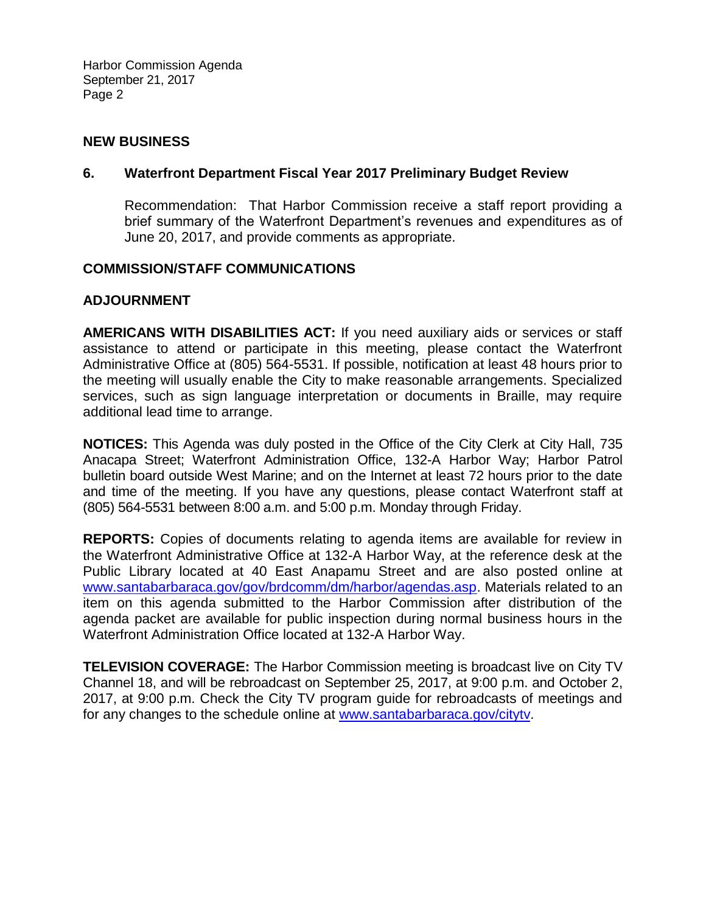## NEW BUSINESS

### 6. Waterfront Department Fiscal Year 2017 Preliminary Budget Review

Recommendation: That Harbor Commission receive a staff report providing a brief summary of the Waterfront Department's revenues and expenditures as of June 20, 2017, and provide comments as appropriate.

## COMMISSION/STAFF COMMUNICATIONS

## ADJOURNMENT

**AMERICANS WITH DISABILITIES ACT:** If you need auxiliary aids or services or staff assistance to attend or participate in this meeting, please contact the Waterfront Administrative Office at (805) 564-5531. If possible, notification at least 48 hours prior to the meeting will usually enable the City to make reasonable arrangements. Specialized services, such as sign language interpretation or documents in Braille, may require additional lead time to arrange.

**NOTICES:** This Agenda was duly posted in the Office of the City Clerk at City Hall, 735 Anacapa Street; Waterfront Administration Office, 132-A Harbor Way; Harbor Patrol bulletin board outside West Marine; and on the Internet at least 72 hours prior to the date and time of the meeting. If you have any questions, please contact Waterfront staff at (805) 564-5531 between 8:00 a.m. and 5:00 p.m. Monday through Friday.

**REPORTS:** Copies of documents relating to agenda items are available for review in the Waterfront Administrative Office at 132-A Harbor Way, at the reference desk at the Public Library located at 40 East Anapamu Street and are also posted online at [www.santabarbaraca.gov/gov/brdcomm/dm/harbor/agendas.asp](www.santabarbaraca.gov/gov/brdcomm/dm/harbor/agendas.asp). Materials related to an item on this agenda submitted to the Harbor Commission after distribution of the agenda packet are available for public inspection during normal business hours in the Waterfront Administration Office located at 132-A Harbor Way.

**TELEVISION COVERAGE:** The Harbor Commission meeting is broadcast live on City TV Channel 18, and will be rebroadcast on September 25, 2017, at 9:00 p.m. and October 2, 2017, at 9:00 p.m. Check the City TV program guide for rebroadcasts of meetings and for any changes to the schedule online at [www.santabarbaraca.gov/citytv](www.santabarbaraca.gov/citytv).